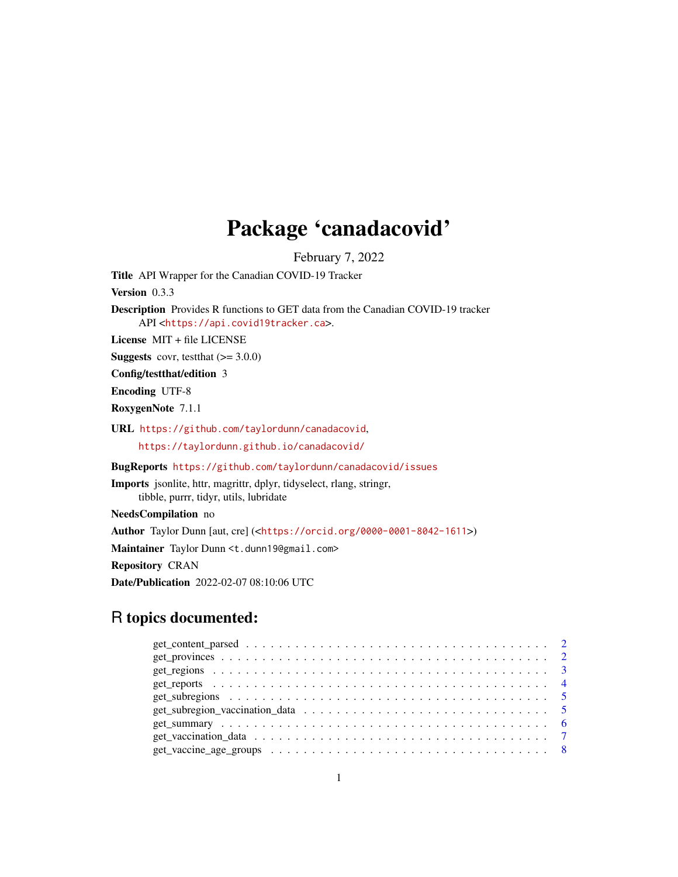# Package 'canadacovid'

February 7, 2022

**Title** API Wrapper for the Canadian COVID-19 Tracker

**Version** 0.3.3

**Description** Provides R functions to GET data from the Canadian COVID-19 tracker API <https://api.covid19tracker.ca>.

**License** MIT + file LICENSE

**Suggests** covr, testthat (>= 3.0.0)

**Config/testthat/edition** 3

**Encoding** UTF-8

**RoxygenNote** 7.1.1

**URL** https://github.com/taylordunn/canadacovid, https://taylordunn.github.io/canadacovid/

**BugReports** https://github.com/taylordunn/canadacovid/issues

**Imports** jsonlite, httr, magrittr, dplyr, tidyselect, rlang, stringr, tibble, purrr, tidyr, utils, lubridate

**NeedsCompilation** no

**Author** Taylor Dunn [aut, cre] (<https://orcid.org/0000-0001-8042-1611>)

**Maintainer** Taylor Dunn <t.dunn19@gmail.com>

**Repository** CRAN

**Date/Publication** 2022-02-07 08:10:06 UTC

## R topics documented:

get_content_parsed . . . . . . . . . . . . . . . . . . . . . . . . . . . . . . . . . . . . 2
get_provinces . . . . . . . . . . . . . . . . . . . . . . . . . . . . . . . . . . . . . . . 2
get_regions . . . . . . . . . . . . . . . . . . . . . . . . . . . . . . . . . . . . . . . . 3
get_reports . . . . . . . . . . . . . . . . . . . . . . . . . . . . . . . . . . . . . . . . 4
get_subregions . . . . . . . . . . . . . . . . . . . . . . . . . . . . . . . . . . . . . . 5
get_subregion_vaccination_data . . . . . . . . . . . . . . . . . . . . . . . . . . . . . 5
get_summary . . . . . . . . . . . . . . . . . . . . . . . . . . . . . . . . . . . . . . . 6
get_vaccination_data . . . . . . . . . . . . . . . . . . . . . . . . . . . . . . . . . . . 7
get_vaccine_age_groups . . . . . . . . . . . . . . . . . . . . . . . . . . . . . . . . . 8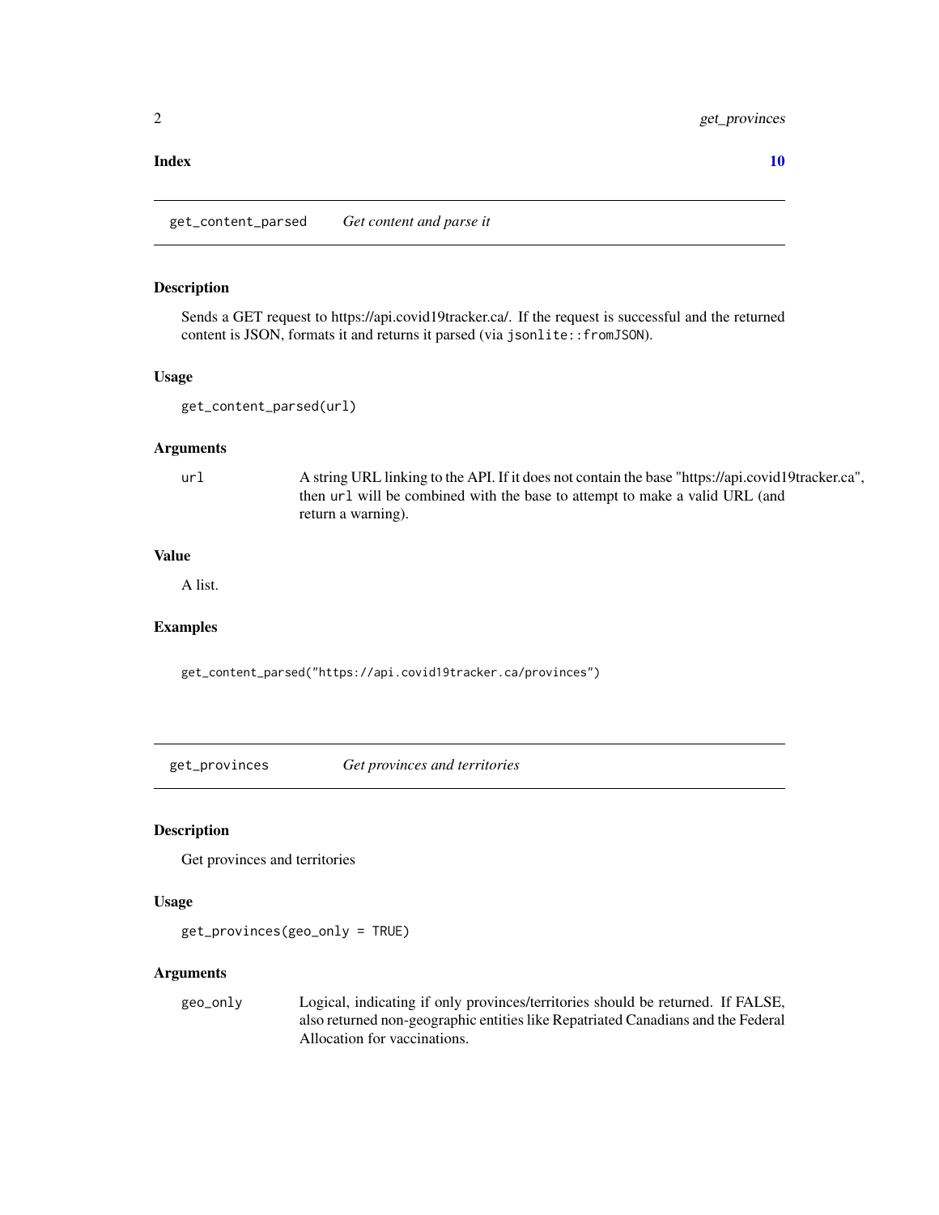**Index** **10**

## get_content_parsed — *Get content and parse it*

### Description

Sends a GET request to https://api.covid19tracker.ca/. If the request is successful and the returned content is JSON, formats it and returns it parsed (via `jsonlite::fromJSON`).

### Usage

```
get_content_parsed(url)
```

### Arguments

| | |
|---|---|
| `url` | A string URL linking to the API. If it does not contain the base "https://api.covid19tracker.ca", then `url` will be combined with the base to attempt to make a valid URL (and return a warning). |

### Value

A list.

### Examples

```
get_content_parsed("https://api.covid19tracker.ca/provinces")
```

## get_provinces — *Get provinces and territories*

### Description

Get provinces and territories

### Usage

```
get_provinces(geo_only = TRUE)
```

### Arguments

| | |
|---|---|
| `geo_only` | Logical, indicating if only provinces/territories should be returned. If FALSE, also returned non-geographic entities like Repatriated Canadians and the Federal Allocation for vaccinations. |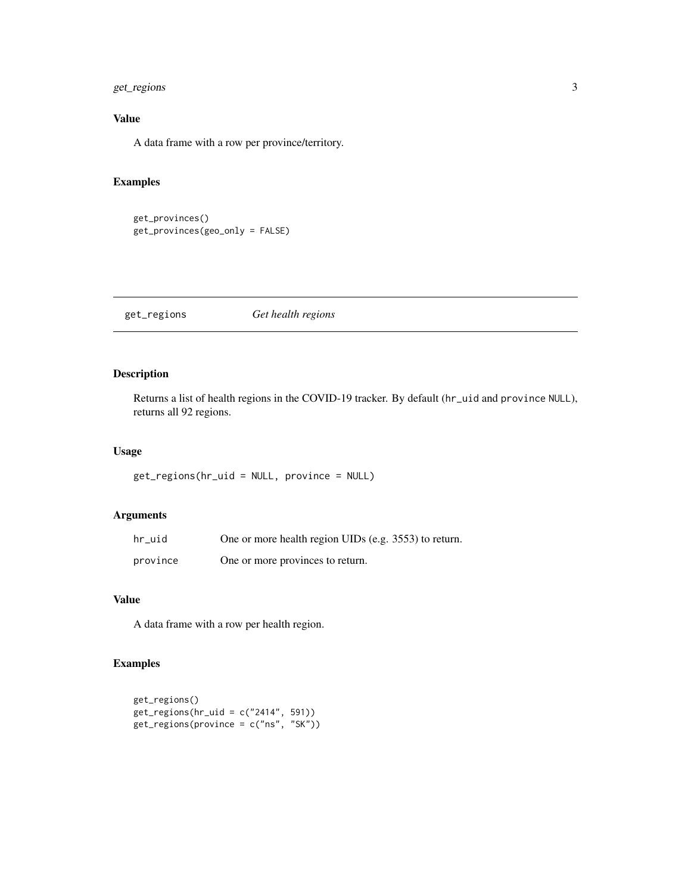## Value

A data frame with a row per province/territory.

## Examples

```
get_provinces()
get_provinces(geo_only = FALSE)
```

---

# get_regions *Get health regions*

---

## Description

Returns a list of health regions in the COVID-19 tracker. By default (`hr_uid` and `province` `NULL`), returns all 92 regions.

## Usage

```
get_regions(hr_uid = NULL, province = NULL)
```

## Arguments

| | |
|---|---|
| `hr_uid` | One or more health region UIDs (e.g. 3553) to return. |
| `province` | One or more provinces to return. |

## Value

A data frame with a row per health region.

## Examples

```
get_regions()
get_regions(hr_uid = c("2414", 591))
get_regions(province = c("ns", "SK"))
```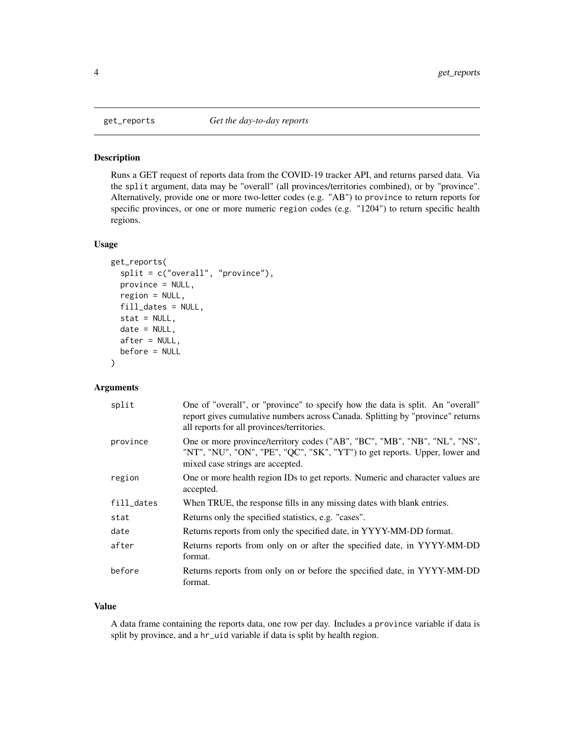## get_reports *Get the day-to-day reports*

### Description

Runs a GET request of reports data from the COVID-19 tracker API, and returns parsed data. Via the `split` argument, data may be "overall" (all provinces/territories combined), or by "province". Alternatively, provide one or more two-letter codes (e.g. "AB") to `province` to return reports for specific provinces, or one or more numeric `region` codes (e.g. "1204") to return specific health regions.

### Usage

```
get_reports(
  split = c("overall", "province"),
  province = NULL,
  region = NULL,
  fill_dates = NULL,
  stat = NULL,
  date = NULL,
  after = NULL,
  before = NULL
)
```

### Arguments

| | |
|---|---|
| split | One of "overall", or "province" to specify how the data is split. An "overall" report gives cumulative numbers across Canada. Splitting by "province" returns all reports for all provinces/territories. |
| province | One or more province/territory codes ("AB", "BC", "MB", "NB", "NL", "NS", "NT", "NU", "ON", "PE", "QC", "SK", "YT") to get reports. Upper, lower and mixed case strings are accepted. |
| region | One or more health region IDs to get reports. Numeric and character values are accepted. |
| fill_dates | When TRUE, the response fills in any missing dates with blank entries. |
| stat | Returns only the specified statistics, e.g. "cases". |
| date | Returns reports from only the specified date, in YYYY-MM-DD format. |
| after | Returns reports from only on or after the specified date, in YYYY-MM-DD format. |
| before | Returns reports from only on or before the specified date, in YYYY-MM-DD format. |

### Value

A data frame containing the reports data, one row per day. Includes a `province` variable if data is split by province, and a `hr_uid` variable if data is split by health region.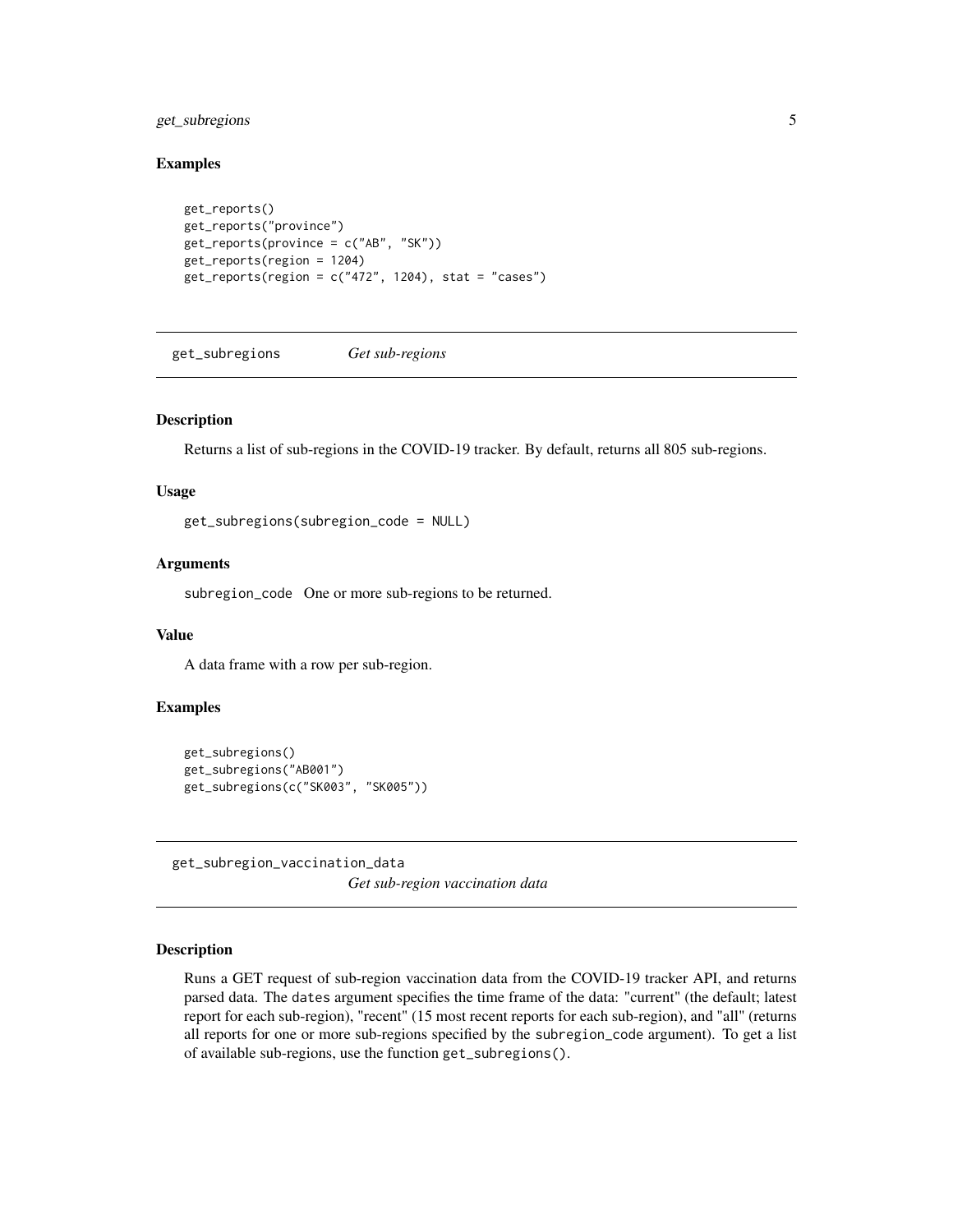### Examples

```
get_reports()
get_reports("province")
get_reports(province = c("AB", "SK"))
get_reports(region = 1204)
get_reports(region = c("472", 1204), stat = "cases")
```

## get_subregions *Get sub-regions*

### Description

Returns a list of sub-regions in the COVID-19 tracker. By default, returns all 805 sub-regions.

### Usage

```
get_subregions(subregion_code = NULL)
```

### Arguments

`subregion_code` One or more sub-regions to be returned.

### Value

A data frame with a row per sub-region.

### Examples

```
get_subregions()
get_subregions("AB001")
get_subregions(c("SK003", "SK005"))
```

## get_subregion_vaccination_data *Get sub-region vaccination data*

### Description

Runs a GET request of sub-region vaccination data from the COVID-19 tracker API, and returns parsed data. The `dates` argument specifies the time frame of the data: "current" (the default; latest report for each sub-region), "recent" (15 most recent reports for each sub-region), and "all" (returns all reports for one or more sub-regions specified by the `subregion_code` argument). To get a list of available sub-regions, use the function `get_subregions()`.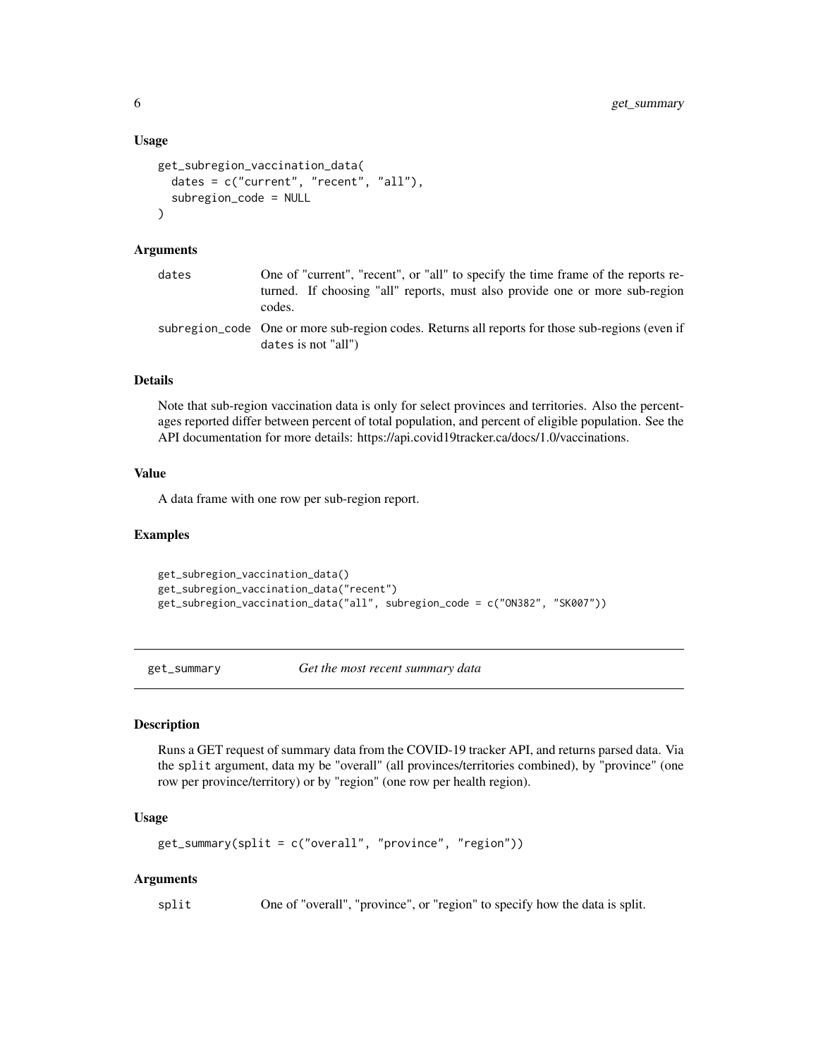### Usage

```
get_subregion_vaccination_data(
  dates = c("current", "recent", "all"),
  subregion_code = NULL
)
```

### Arguments

| | |
|---|---|
| dates | One of "current", "recent", or "all" to specify the time frame of the reports returned. If choosing "all" reports, must also provide one or more sub-region codes. |
| subregion_code | One or more sub-region codes. Returns all reports for those sub-regions (even if dates is not "all") |

### Details

Note that sub-region vaccination data is only for select provinces and territories. Also the percentages reported differ between percent of total population, and percent of eligible population. See the API documentation for more details: https://api.covid19tracker.ca/docs/1.0/vaccinations.

### Value

A data frame with one row per sub-region report.

### Examples

```
get_subregion_vaccination_data()
get_subregion_vaccination_data("recent")
get_subregion_vaccination_data("all", subregion_code = c("ON382", "SK007"))
```

---

## get_summary *Get the most recent summary data*

---

### Description

Runs a GET request of summary data from the COVID-19 tracker API, and returns parsed data. Via the split argument, data my be "overall" (all provinces/territories combined), by "province" (one row per province/territory) or by "region" (one row per health region).

### Usage

```
get_summary(split = c("overall", "province", "region"))
```

### Arguments

| | |
|---|---|
| split | One of "overall", "province", or "region" to specify how the data is split. |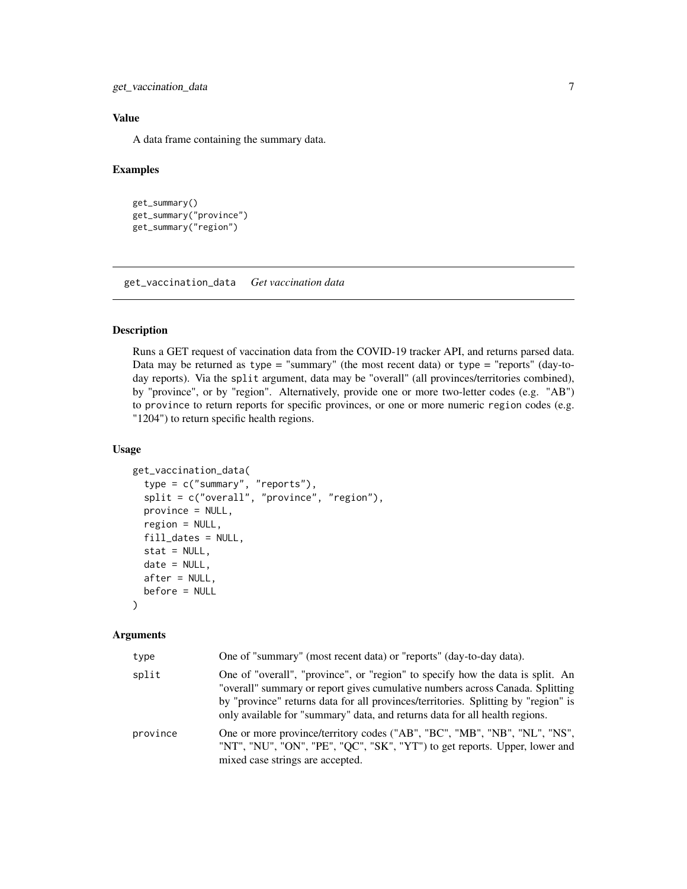### Value

A data frame containing the summary data.

### Examples

```
get_summary()
get_summary("province")
get_summary("region")
```

## get_vaccination_data    *Get vaccination data*

### Description

Runs a GET request of vaccination data from the COVID-19 tracker API, and returns parsed data. Data may be returned as `type = "summary"` (the most recent data) or `type = "reports"` (day-to-day reports). Via the `split` argument, data may be "overall" (all provinces/territories combined), by "province", or by "region". Alternatively, provide one or more two-letter codes (e.g. "AB") to `province` to return reports for specific provinces, or one or more numeric `region` codes (e.g. "1204") to return specific health regions.

### Usage

```
get_vaccination_data(
  type = c("summary", "reports"),
  split = c("overall", "province", "region"),
  province = NULL,
  region = NULL,
  fill_dates = NULL,
  stat = NULL,
  date = NULL,
  after = NULL,
  before = NULL
)
```

### Arguments

| | |
|---|---|
| `type` | One of "summary" (most recent data) or "reports" (day-to-day data). |
| `split` | One of "overall", "province", or "region" to specify how the data is split. An "overall" summary or report gives cumulative numbers across Canada. Splitting by "province" returns data for all provinces/territories. Splitting by "region" is only available for "summary" data, and returns data for all health regions. |
| `province` | One or more province/territory codes ("AB", "BC", "MB", "NB", "NL", "NS", "NT", "NU", "ON", "PE", "QC", "SK", "YT") to get reports. Upper, lower and mixed case strings are accepted. |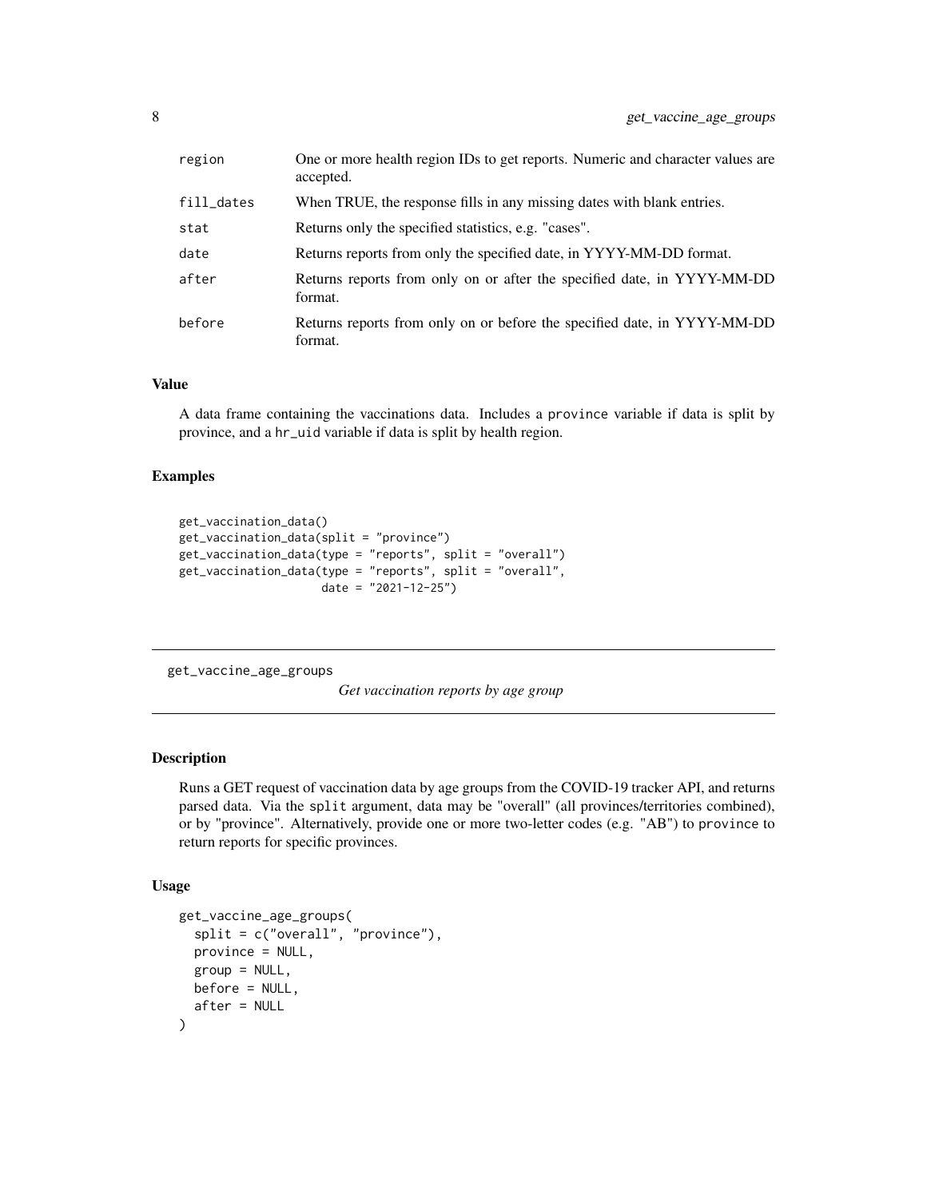| | |
|---|---|
| region | One or more health region IDs to get reports. Numeric and character values are accepted. |
| fill_dates | When TRUE, the response fills in any missing dates with blank entries. |
| stat | Returns only the specified statistics, e.g. "cases". |
| date | Returns reports from only the specified date, in YYYY-MM-DD format. |
| after | Returns reports from only on or after the specified date, in YYYY-MM-DD format. |
| before | Returns reports from only on or before the specified date, in YYYY-MM-DD format. |

### Value

A data frame containing the vaccinations data. Includes a province variable if data is split by province, and a hr_uid variable if data is split by health region.

### Examples

```
get_vaccination_data()
get_vaccination_data(split = "province")
get_vaccination_data(type = "reports", split = "overall")
get_vaccination_data(type = "reports", split = "overall",
                     date = "2021-12-25")
```

---

## get_vaccine_age_groups *Get vaccination reports by age group*

---

### Description

Runs a GET request of vaccination data by age groups from the COVID-19 tracker API, and returns parsed data. Via the split argument, data may be "overall" (all provinces/territories combined), or by "province". Alternatively, provide one or more two-letter codes (e.g. "AB") to province to return reports for specific provinces.

### Usage

```
get_vaccine_age_groups(
  split = c("overall", "province"),
  province = NULL,
  group = NULL,
  before = NULL,
  after = NULL
)
```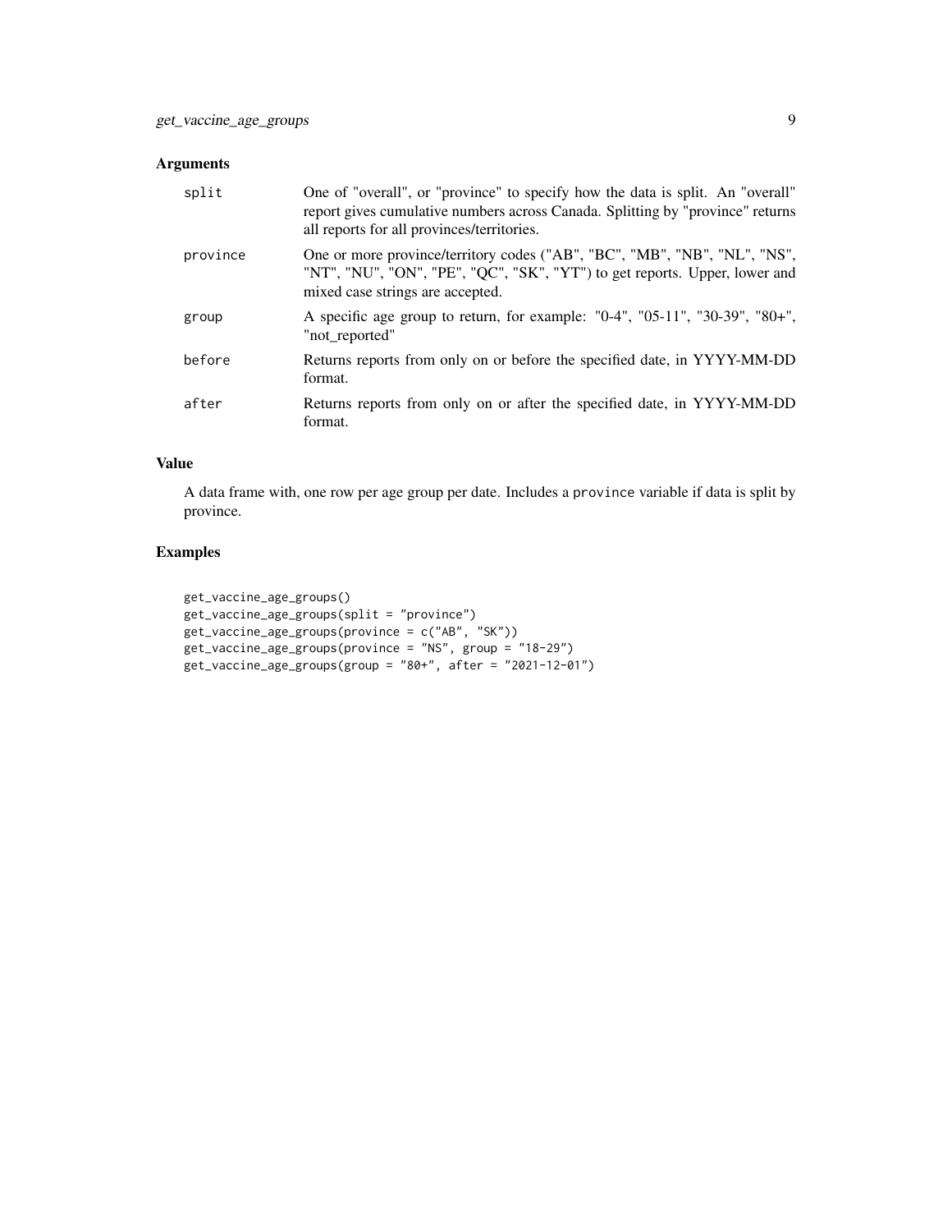## Arguments

| | |
|---|---|
| `split` | One of "overall", or "province" to specify how the data is split. An "overall" report gives cumulative numbers across Canada. Splitting by "province" returns all reports for all provinces/territories. |
| `province` | One or more province/territory codes ("AB", "BC", "MB", "NB", "NL", "NS", "NT", "NU", "ON", "PE", "QC", "SK", "YT") to get reports. Upper, lower and mixed case strings are accepted. |
| `group` | A specific age group to return, for example: "0-4", "05-11", "30-39", "80+", "not_reported" |
| `before` | Returns reports from only on or before the specified date, in YYYY-MM-DD format. |
| `after` | Returns reports from only on or after the specified date, in YYYY-MM-DD format. |

## Value

A data frame with, one row per age group per date. Includes a `province` variable if data is split by province.

## Examples

```
get_vaccine_age_groups()
get_vaccine_age_groups(split = "province")
get_vaccine_age_groups(province = c("AB", "SK"))
get_vaccine_age_groups(province = "NS", group = "18-29")
get_vaccine_age_groups(group = "80+", after = "2021-12-01")
```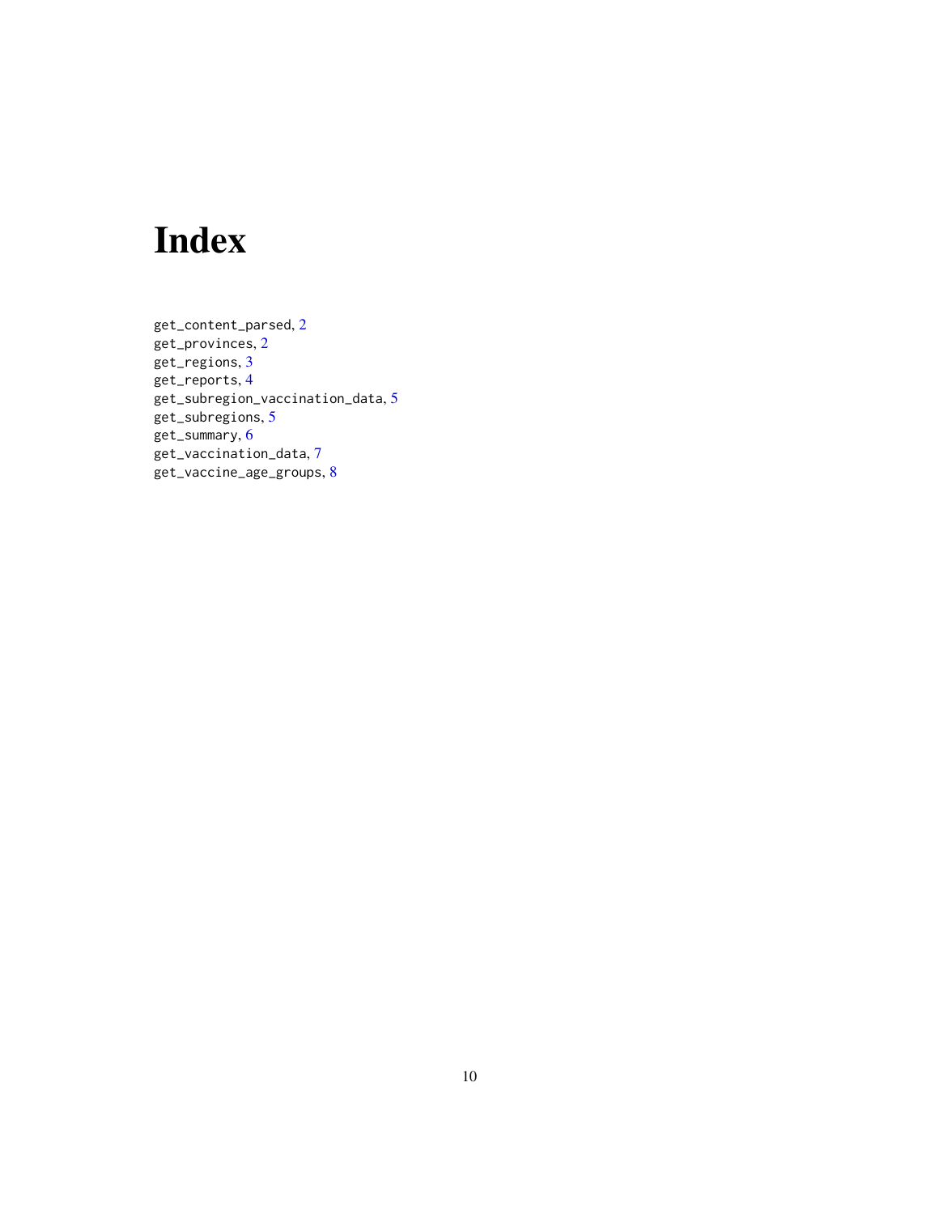# Index

get_content_parsed, 2
get_provinces, 2
get_regions, 3
get_reports, 4
get_subregion_vaccination_data, 5
get_subregions, 5
get_summary, 6
get_vaccination_data, 7
get_vaccine_age_groups, 8